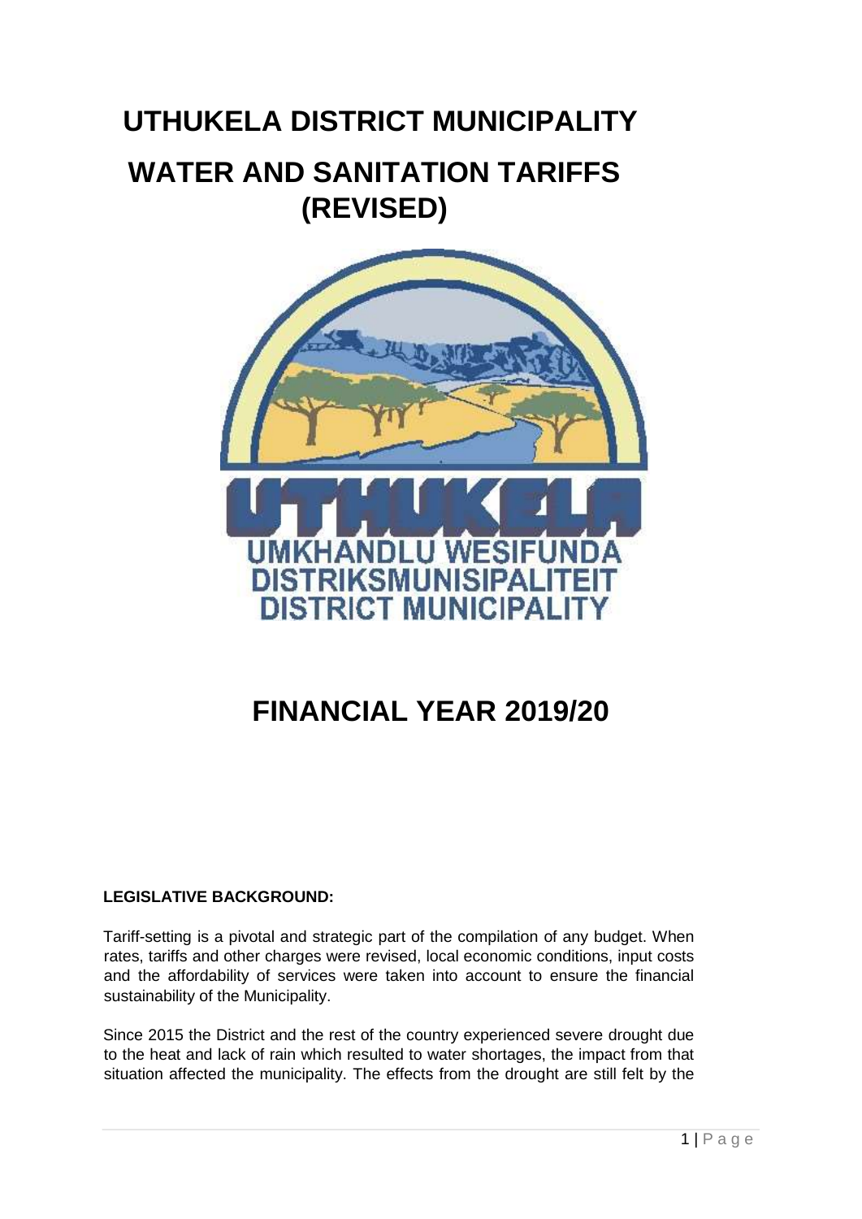# UTHUKELA DISTRICT MUNICIPALITY

# WATER AND SANITATION TARIFFS (REVISED)

UTHUKELA
UMKHANDLU WESIFUNDA
DISTRIKSMUNISIPALITEIT
DISTRICT MUNICIPALITY

# FINANCIAL YEAR 2019/20

**LEGISLATIVE BACKGROUND:**

Tariff-setting is a pivotal and strategic part of the compilation of any budget. When rates, tariffs and other charges were revised, local economic conditions, input costs and the affordability of services were taken into account to ensure the financial sustainability of the Municipality.

Since 2015 the District and the rest of the country experienced severe drought due to the heat and lack of rain which resulted to water shortages, the impact from that situation affected the municipality. The effects from the drought are still felt by the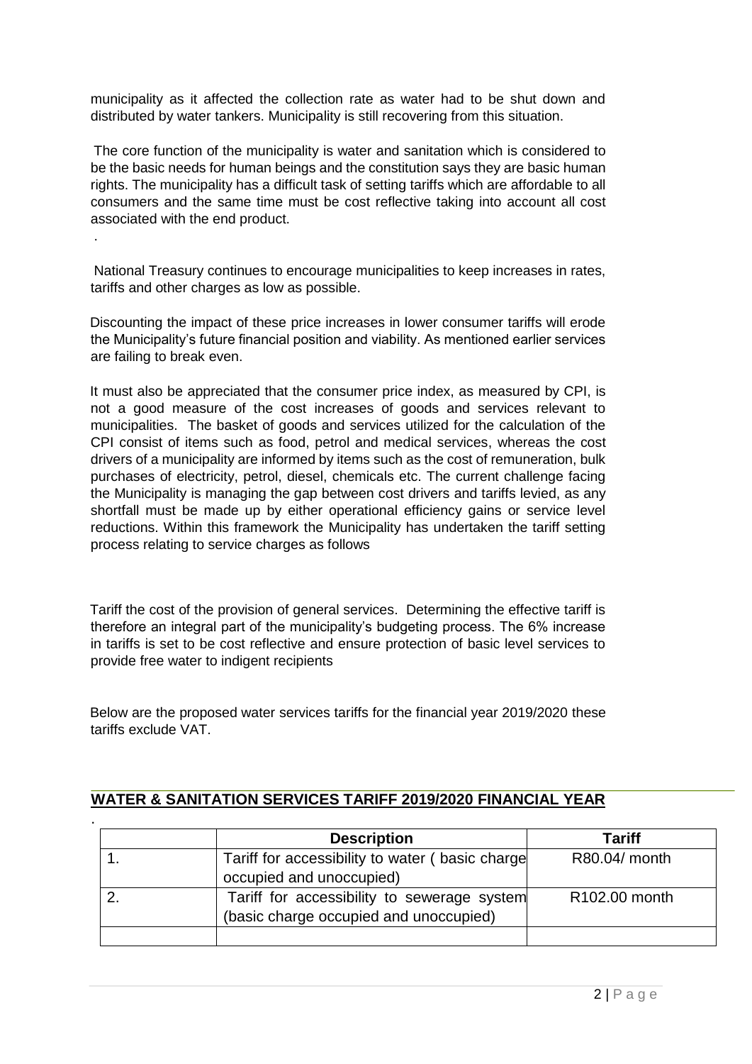municipality as it affected the collection rate as water had to be shut down and distributed by water tankers. Municipality is still recovering from this situation.

The core function of the municipality is water and sanitation which is considered to be the basic needs for human beings and the constitution says they are basic human rights. The municipality has a difficult task of setting tariffs which are affordable to all consumers and the same time must be cost reflective taking into account all cost associated with the end product.

.

National Treasury continues to encourage municipalities to keep increases in rates, tariffs and other charges as low as possible.

Discounting the impact of these price increases in lower consumer tariffs will erode the Municipality's future financial position and viability. As mentioned earlier services are failing to break even.

It must also be appreciated that the consumer price index, as measured by CPI, is not a good measure of the cost increases of goods and services relevant to municipalities. The basket of goods and services utilized for the calculation of the CPI consist of items such as food, petrol and medical services, whereas the cost drivers of a municipality are informed by items such as the cost of remuneration, bulk purchases of electricity, petrol, diesel, chemicals etc. The current challenge facing the Municipality is managing the gap between cost drivers and tariffs levied, as any shortfall must be made up by either operational efficiency gains or service level reductions. Within this framework the Municipality has undertaken the tariff setting process relating to service charges as follows

Tariff the cost of the provision of general services. Determining the effective tariff is therefore an integral part of the municipality's budgeting process. The 6% increase in tariffs is set to be cost reflective and ensure protection of basic level services to provide free water to indigent recipients

Below are the proposed water services tariffs for the financial year 2019/2020 these tariffs exclude VAT.

## WATER & SANITATION SERVICES TARIFF 2019/2020 FINANCIAL YEAR

.

| | **Description** | **Tariff** |
|---|---|---|
| 1. | Tariff for accessibility to water ( basic charge occupied and unoccupied) | R80.04/ month |
| 2. | Tariff for accessibility to sewerage system (basic charge occupied and unoccupied) | R102.00 month |
| | | |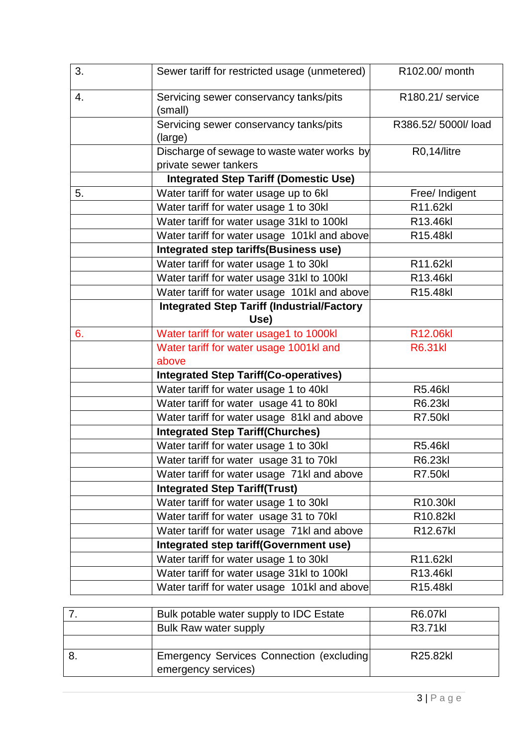| | | |
|---|---|---|
| 3. | Sewer tariff for restricted usage (unmetered) | R102.00/ month |
| 4. | Servicing sewer conservancy tanks/pits (small) | R180.21/ service |
| | Servicing sewer conservancy tanks/pits (large) | R386.52/ 5000l/ load |
| | Discharge of sewage to waste water works by private sewer tankers | R0,14/litre |
| | **Integrated Step Tariff (Domestic Use)** | |
| 5. | Water tariff for water usage up to 6kl | Free/ Indigent |
| | Water tariff for water usage 1 to 30kl | R11.62kl |
| | Water tariff for water usage 31kl to 100kl | R13.46kl |
| | Water tariff for water usage 101kl and above | R15.48kl |
| | **Integrated step tariffs(Business use)** | |
| | Water tariff for water usage 1 to 30kl | R11.62kl |
| | Water tariff for water usage 31kl to 100kl | R13.46kl |
| | Water tariff for water usage 101kl and above | R15.48kl |
| | **Integrated Step Tariff (Industrial/Factory Use)** | |
| 6. | Water tariff for water usage1 to 1000kl | R12.06kl |
| | Water tariff for water usage 1001kl and above | R6.31kl |
| | **Integrated Step Tariff(Co-operatives)** | |
| | Water tariff for water usage 1 to 40kl | R5.46kl |
| | Water tariff for water usage 41 to 80kl | R6.23kl |
| | Water tariff for water usage 81kl and above | R7.50kl |
| | **Integrated Step Tariff(Churches)** | |
| | Water tariff for water usage 1 to 30kl | R5.46kl |
| | Water tariff for water usage 31 to 70kl | R6.23kl |
| | Water tariff for water usage 71kl and above | R7.50kl |
| | **Integrated Step Tariff(Trust)** | |
| | Water tariff for water usage 1 to 30kl | R10.30kl |
| | Water tariff for water usage 31 to 70kl | R10.82kl |
| | Water tariff for water usage 71kl and above | R12.67kl |
| | **Integrated step tariff(Government use)** | |
| | Water tariff for water usage 1 to 30kl | R11.62kl |
| | Water tariff for water usage 31kl to 100kl | R13.46kl |
| | Water tariff for water usage 101kl and above | R15.48kl |

| | | |
|---|---|---|
| 7. | Bulk potable water supply to IDC Estate | R6.07kl |
| | Bulk Raw water supply | R3.71kl |
| | | |
| 8. | Emergency Services Connection (excluding emergency services) | R25.82kl |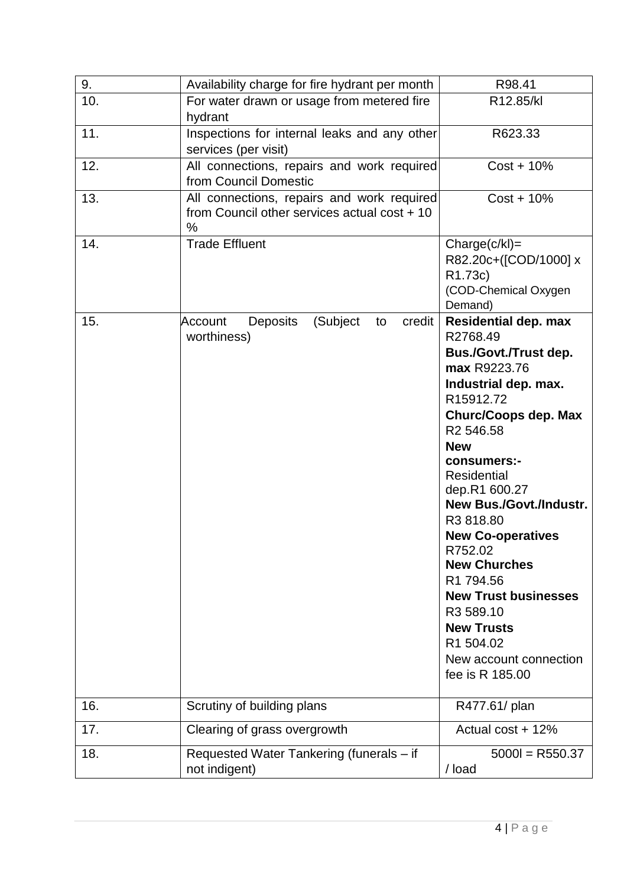| 9. | Availability charge for fire hydrant per month | R98.41 |
|---|---|---|
| 10. | For water drawn or usage from metered fire hydrant | R12.85/kl |
| 11. | Inspections for internal leaks and any other services (per visit) | R623.33 |
| 12. | All connections, repairs and work required from Council Domestic | Cost + 10% |
| 13. | All connections, repairs and work required from Council other services actual cost + 10 % | Cost + 10% |
| 14. | Trade Effluent | Charge(c/kl)= R82.20c+([COD/1000] x R1.73c) (COD-Chemical Oxygen Demand) |
| 15. | Account Deposits (Subject to credit worthiness) | **Residential dep. max** R2768.49 **Bus./Govt./Trust dep. max** R9223.76 **Industrial dep. max.** R15912.72 **Churc/Coops dep. Max** R2 546.58 **New consumers:-** Residential dep.R1 600.27 **New Bus./Govt./Industr.** R3 818.80 **New Co-operatives** R752.02 **New Churches** R1 794.56 **New Trust businesses** R3 589.10 **New Trusts** R1 504.02 New account connection fee is R 185.00 |
| 16. | Scrutiny of building plans | R477.61/ plan |
| 17. | Clearing of grass overgrowth | Actual cost + 12% |
| 18. | Requested Water Tankering (funerals – if not indigent) | 5000l = R550.37 / load |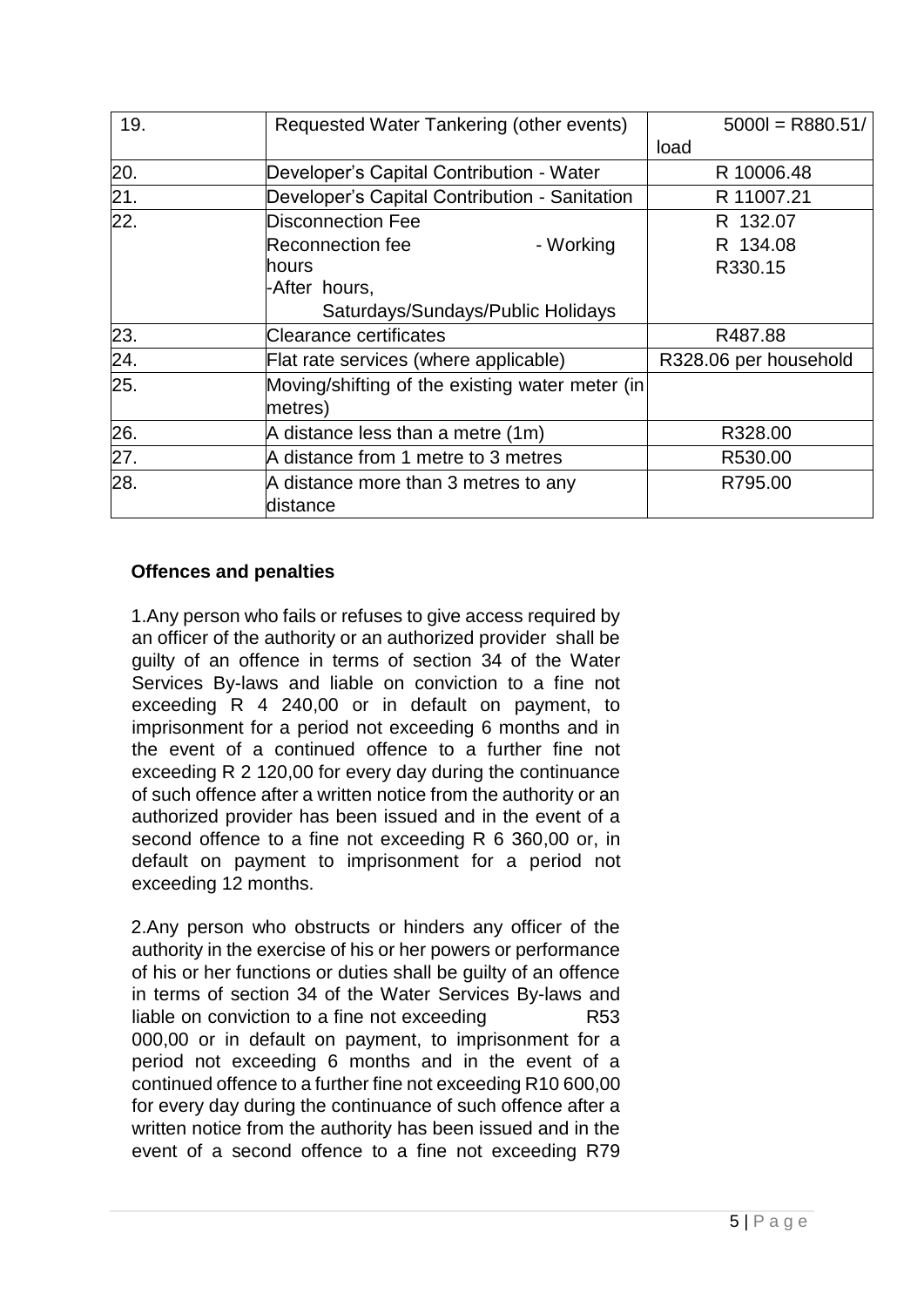| 19. | Requested Water Tankering (other events) | 5000l = R880.51/ load |
|---|---|---|
| 20. | Developer's Capital Contribution - Water | R 10006.48 |
| 21. | Developer's Capital Contribution - Sanitation | R 11007.21 |
| 22. | Disconnection Fee<br>Reconnection fee - Working hours<br>-After hours, Saturdays/Sundays/Public Holidays | R 132.07<br>R 134.08<br>R330.15 |
| 23. | Clearance certificates | R487.88 |
| 24. | Flat rate services (where applicable) | R328.06 per household |
| 25. | Moving/shifting of the existing water meter (in metres) | |
| 26. | A distance less than a metre (1m) | R328.00 |
| 27. | A distance from 1 metre to 3 metres | R530.00 |
| 28. | A distance more than 3 metres to any distance | R795.00 |

**Offences and penalties**

1.Any person who fails or refuses to give access required by an officer of the authority or an authorized provider shall be guilty of an offence in terms of section 34 of the Water Services By-laws and liable on conviction to a fine not exceeding R 4 240,00 or in default on payment, to imprisonment for a period not exceeding 6 months and in the event of a continued offence to a further fine not exceeding R 2 120,00 for every day during the continuance of such offence after a written notice from the authority or an authorized provider has been issued and in the event of a second offence to a fine not exceeding R 6 360,00 or, in default on payment to imprisonment for a period not exceeding 12 months.

2.Any person who obstructs or hinders any officer of the authority in the exercise of his or her powers or performance of his or her functions or duties shall be guilty of an offence in terms of section 34 of the Water Services By-laws and liable on conviction to a fine not exceeding R53 000,00 or in default on payment, to imprisonment for a period not exceeding 6 months and in the event of a continued offence to a further fine not exceeding R10 600,00 for every day during the continuance of such offence after a written notice from the authority has been issued and in the event of a second offence to a fine not exceeding R79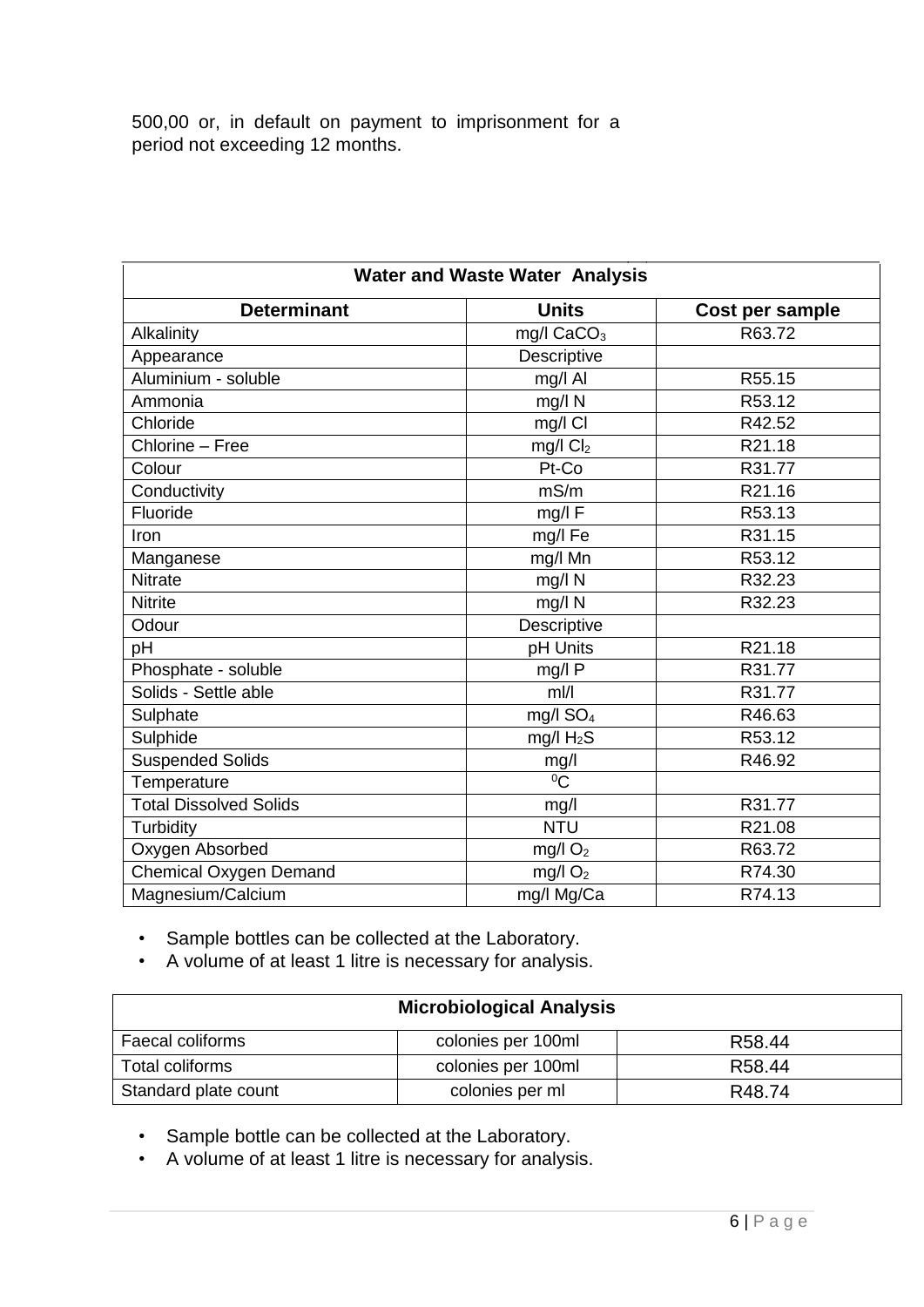500,00 or, in default on payment to imprisonment for a period not exceeding 12 months.

| Water and Waste Water Analysis | | |
|---|---|---|
| **Determinant** | **Units** | **Cost per sample** |
| Alkalinity | mg/l $CaCO_3$ | R63.72 |
| Appearance | Descriptive | |
| Aluminium - soluble | mg/l Al | R55.15 |
| Ammonia | mg/l N | R53.12 |
| Chloride | mg/l Cl | R42.52 |
| Chlorine – Free | mg/l $Cl_2$ | R21.18 |
| Colour | Pt-Co | R31.77 |
| Conductivity | mS/m | R21.16 |
| Fluoride | mg/l F | R53.13 |
| Iron | mg/l Fe | R31.15 |
| Manganese | mg/l Mn | R53.12 |
| Nitrate | mg/l N | R32.23 |
| Nitrite | mg/l N | R32.23 |
| Odour | Descriptive | |
| pH | pH Units | R21.18 |
| Phosphate - soluble | mg/l P | R31.77 |
| Solids - Settle able | ml/l | R31.77 |
| Sulphate | mg/l $SO_4$ | R46.63 |
| Sulphide | mg/l $H_2S$ | R53.12 |
| Suspended Solids | mg/l | R46.92 |
| Temperature | $^0C$ | |
| Total Dissolved Solids | mg/l | R31.77 |
| Turbidity | NTU | R21.08 |
| Oxygen Absorbed | mg/l $O_2$ | R63.72 |
| Chemical Oxygen Demand | mg/l $O_2$ | R74.30 |
| Magnesium/Calcium | mg/l Mg/Ca | R74.13 |

- Sample bottles can be collected at the Laboratory.
- A volume of at least 1 litre is necessary for analysis.

| Microbiological Analysis | | |
|---|---|---|
| Faecal coliforms | colonies per 100ml | R58.44 |
| Total coliforms | colonies per 100ml | R58.44 |
| Standard plate count | colonies per ml | R48.74 |

- Sample bottle can be collected at the Laboratory.
- A volume of at least 1 litre is necessary for analysis.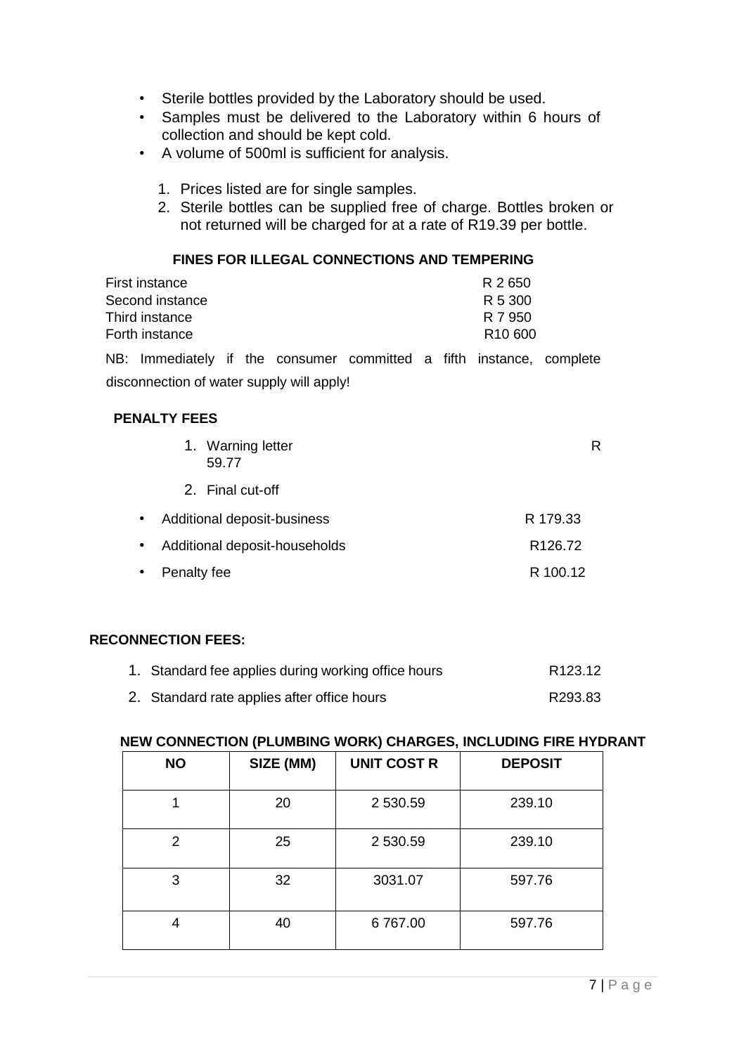- Sterile bottles provided by the Laboratory should be used.
- Samples must be delivered to the Laboratory within 6 hours of collection and should be kept cold.
- A volume of 500ml is sufficient for analysis.

1. Prices listed are for single samples.
2. Sterile bottles can be supplied free of charge. Bottles broken or not returned will be charged for at a rate of R19.39 per bottle.

**FINES FOR ILLEGAL CONNECTIONS AND TEMPERING**

| | |
|---|---|
| First instance | R 2 650 |
| Second instance | R 5 300 |
| Third instance | R 7 950 |
| Forth instance | R10 600 |

NB: Immediately if the consumer committed a fifth instance, complete disconnection of water supply will apply!

**PENALTY FEES**

1. Warning letter R 59.77
2. Final cut-off

- Additional deposit-business R 179.33
- Additional deposit-households R126.72
- Penalty fee R 100.12

**RECONNECTION FEES:**

1. Standard fee applies during working office hours R123.12
2. Standard rate applies after office hours R293.83

**NEW CONNECTION (PLUMBING WORK) CHARGES, INCLUDING FIRE HYDRANT**

| NO | SIZE (MM) | UNIT COST R | DEPOSIT |
|---|---|---|---|
| 1 | 20 | 2 530.59 | 239.10 |
| 2 | 25 | 2 530.59 | 239.10 |
| 3 | 32 | 3031.07 | 597.76 |
| 4 | 40 | 6 767.00 | 597.76 |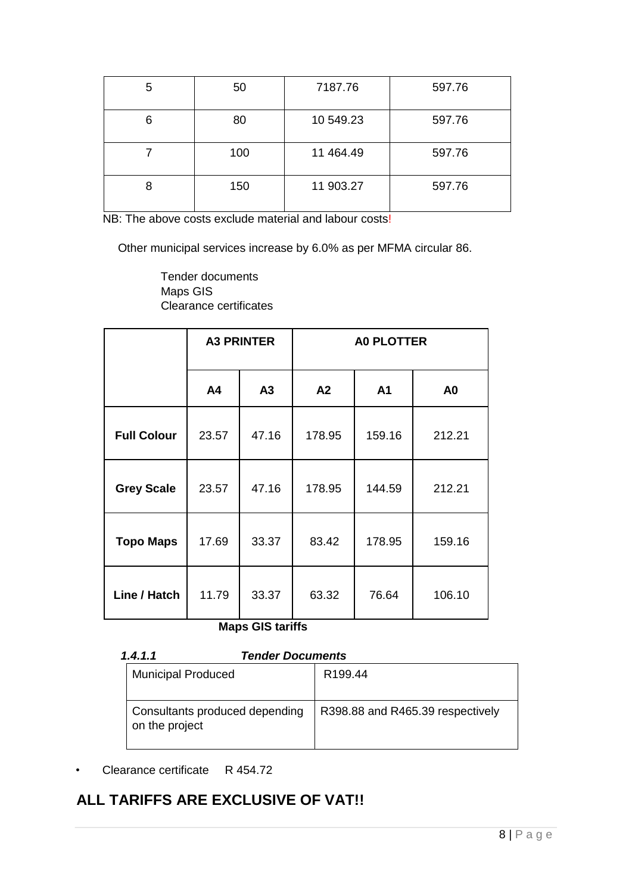| 5 | 50 | 7187.76 | 597.76 |
|---|---|---|---|
| 6 | 80 | 10 549.23 | 597.76 |
| 7 | 100 | 11 464.49 | 597.76 |
| 8 | 150 | 11 903.27 | 597.76 |

NB: The above costs exclude material and labour costs!

Other municipal services increase by 6.0% as per MFMA circular 86.

Tender documents
Maps GIS
Clearance certificates

| | A3 PRINTER | | A0 PLOTTER | | |
|---|---|---|---|---|---|
| | **A4** | **A3** | **A2** | **A1** | **A0** |
| **Full Colour** | 23.57 | 47.16 | 178.95 | 159.16 | 212.21 |
| **Grey Scale** | 23.57 | 47.16 | 178.95 | 144.59 | 212.21 |
| **Topo Maps** | 17.69 | 33.37 | 83.42 | 178.95 | 159.16 |
| **Line / Hatch** | 11.79 | 33.37 | 63.32 | 76.64 | 106.10 |

**Maps GIS tariffs**

#### *1.4.1.1 Tender Documents*

| Municipal Produced | R199.44 |
|---|---|
| Consultants produced depending on the project | R398.88 and R465.39 respectively |

- Clearance certificate R 454.72

## ALL TARIFFS ARE EXCLUSIVE OF VAT!!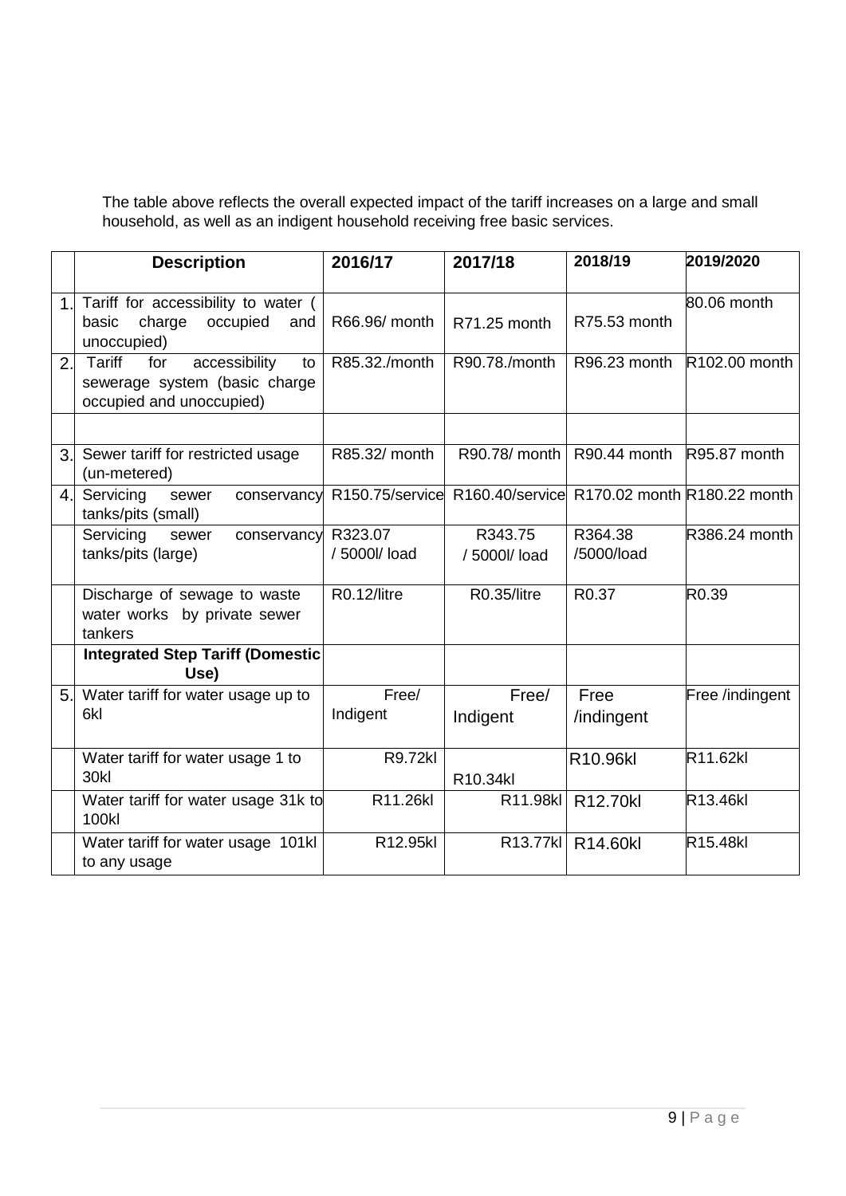The table above reflects the overall expected impact of the tariff increases on a large and small household, as well as an indigent household receiving free basic services.

| | Description | 2016/17 | 2017/18 | 2018/19 | 2019/2020 |
|---|---|---|---|---|---|
| 1. | Tariff for accessibility to water ( basic charge occupied and unoccupied) | R66.96/ month | R71.25 month | R75.53 month | 80.06 month |
| 2. | Tariff for accessibility to sewerage system (basic charge occupied and unoccupied) | R85.32./month | R90.78./month | R96.23 month | R102.00 month |
| | | | | | |
| 3. | Sewer tariff for restricted usage (un-metered) | R85.32/ month | R90.78/ month | R90.44 month | R95.87 month |
| 4. | Servicing sewer conservancy tanks/pits (small) | R150.75/service | R160.40/service | R170.02 month | R180.22 month |
| | Servicing sewer conservancy tanks/pits (large) | R323.07 / 5000l/ load | R343.75 / 5000l/ load | R364.38 /5000/load | R386.24 month |
| | Discharge of sewage to waste water works by private sewer tankers | R0.12/litre | R0.35/litre | R0.37 | R0.39 |
| | **Integrated Step Tariff (Domestic Use)** | | | | |
| 5. | Water tariff for water usage up to 6kl | Free/ Indigent | Free/ Indigent | Free /indingent | Free /indingent |
| | Water tariff for water usage 1 to 30kl | R9.72kl | R10.34kl | R10.96kl | R11.62kl |
| | Water tariff for water usage 31k to 100kl | R11.26kl | R11.98kl | R12.70kl | R13.46kl |
| | Water tariff for water usage 101kl to any usage | R12.95kl | R13.77kl | R14.60kl | R15.48kl |